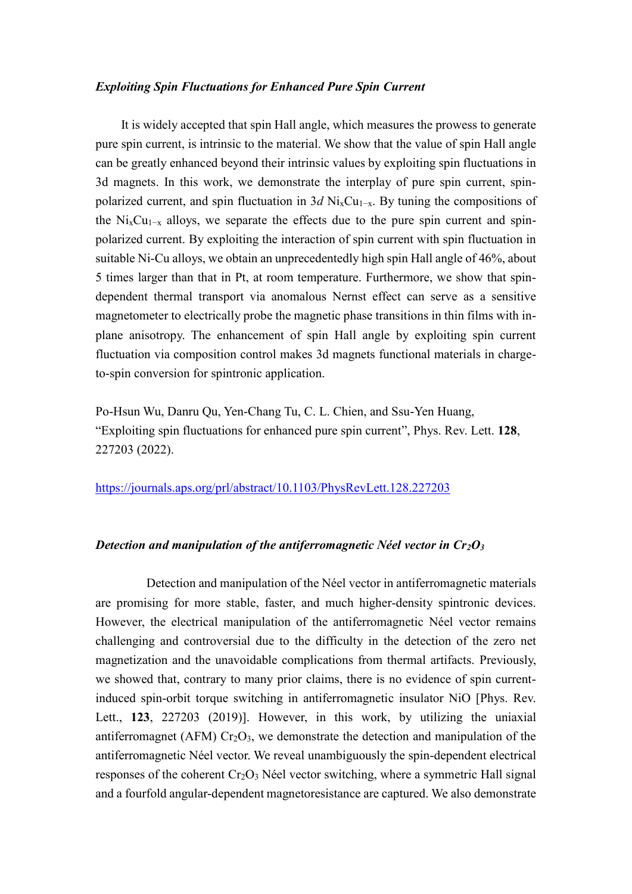***Exploiting Spin Fluctuations for Enhanced Pure Spin Current***

It is widely accepted that spin Hall angle, which measures the prowess to generate pure spin current, is intrinsic to the material. We show that the value of spin Hall angle can be greatly enhanced beyond their intrinsic values by exploiting spin fluctuations in 3d magnets. In this work, we demonstrate the interplay of pure spin current, spin-polarized current, and spin fluctuation in 3*d* $Ni_xCu_{1-x}$. By tuning the compositions of the $Ni_xCu_{1-x}$ alloys, we separate the effects due to the pure spin current and spin-polarized current. By exploiting the interaction of spin current with spin fluctuation in suitable Ni-Cu alloys, we obtain an unprecedentedly high spin Hall angle of 46%, about 5 times larger than that in Pt, at room temperature. Furthermore, we show that spin-dependent thermal transport via anomalous Nernst effect can serve as a sensitive magnetometer to electrically probe the magnetic phase transitions in thin films with in-plane anisotropy. The enhancement of spin Hall angle by exploiting spin current fluctuation via composition control makes 3d magnets functional materials in charge-to-spin conversion for spintronic application.

Po-Hsun Wu, Danru Qu, Yen-Chang Tu, C. L. Chien, and Ssu-Yen Huang, "Exploiting spin fluctuations for enhanced pure spin current", Phys. Rev. Lett. **128**, 227203 (2022).

https://journals.aps.org/prl/abstract/10.1103/PhysRevLett.128.227203

***Detection and manipulation of the antiferromagnetic Néel vector in $Cr_2O_3$***

Detection and manipulation of the Néel vector in antiferromagnetic materials are promising for more stable, faster, and much higher-density spintronic devices. However, the electrical manipulation of the antiferromagnetic Néel vector remains challenging and controversial due to the difficulty in the detection of the zero net magnetization and the unavoidable complications from thermal artifacts. Previously, we showed that, contrary to many prior claims, there is no evidence of spin current-induced spin-orbit torque switching in antiferromagnetic insulator NiO [Phys. Rev. Lett., **123**, 227203 (2019)]. However, in this work, by utilizing the uniaxial antiferromagnet (AFM) $Cr_2O_3$, we demonstrate the detection and manipulation of the antiferromagnetic Néel vector. We reveal unambiguously the spin-dependent electrical responses of the coherent $Cr_2O_3$ Néel vector switching, where a symmetric Hall signal and a fourfold angular-dependent magnetoresistance are captured. We also demonstrate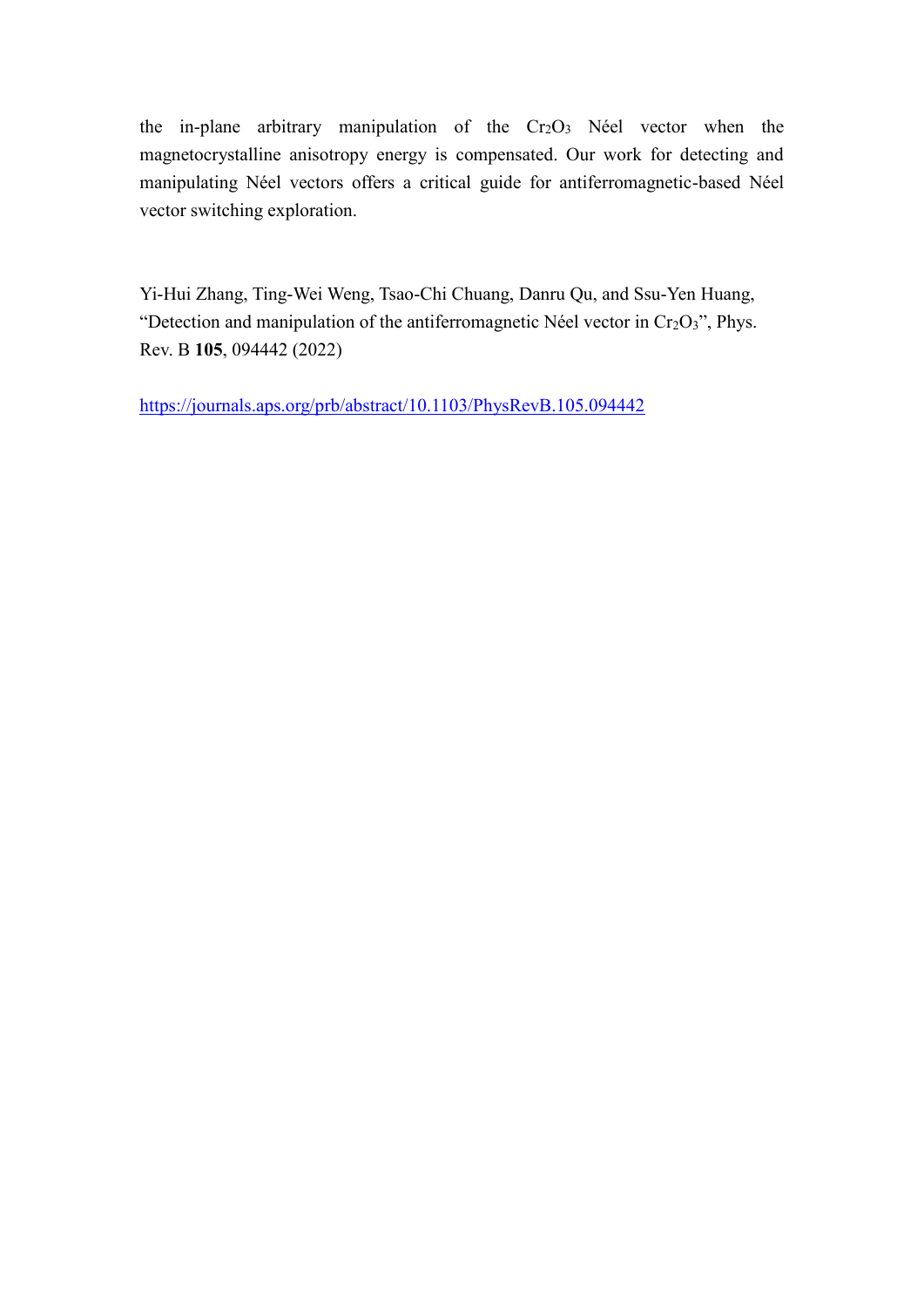the in-plane arbitrary manipulation of the $Cr_2O_3$ Néel vector when the magnetocrystalline anisotropy energy is compensated. Our work for detecting and manipulating Néel vectors offers a critical guide for antiferromagnetic-based Néel vector switching exploration.

Yi-Hui Zhang, Ting-Wei Weng, Tsao-Chi Chuang, Danru Qu, and Ssu-Yen Huang, "Detection and manipulation of the antiferromagnetic Néel vector in $Cr_2O_3$", Phys. Rev. B **105**, 094442 (2022)

https://journals.aps.org/prb/abstract/10.1103/PhysRevB.105.094442